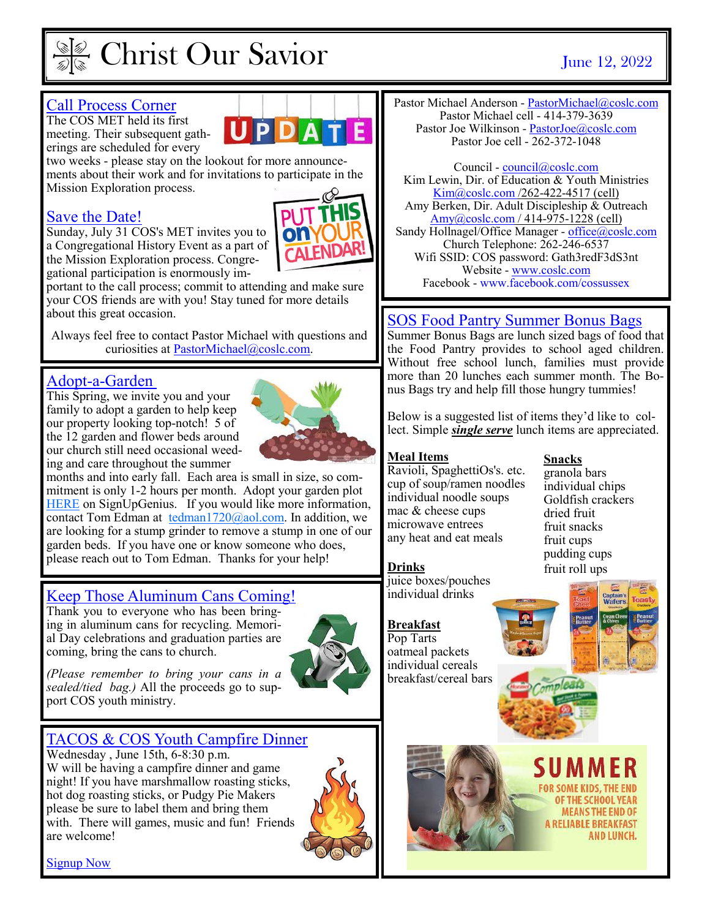# Christ Our Savior

June 12, 2022

## Call Process Corner

The COS MET held its first meeting. Their subsequent gatherings are scheduled for every two weeks - please stay on the lookout for more announcements about their work and for invitations to participate in the Mission Exploration process.

## Save the Date!

Sunday, July 31 COS's MET invites you to a Congregational History Event as a part of the Mission Exploration process. Congregational participation is enormously important to the call process; commit to attending and make sure your COS friends are with you! Stay tuned for more details about this great occasion.

Always feel free to contact Pastor Michael with questions and curiosities at PastorMichael@coslc.com.

## Adopt-a-Garden

This Spring, we invite you and your family to adopt a garden to help keep our property looking top-notch! 5 of the 12 garden and flower beds around our church still need occasional weeding and care throughout the summer months and into early fall. Each area is small in size, so commitment is only 1-2 hours per month. Adopt your garden plot HERE on SignUpGenius. If you would like more information, contact Tom Edman at tedman1720@aol.com. In addition, we are looking for a stump grinder to remove a stump in one of our garden beds. If you have one or know someone who does, please reach out to Tom Edman. Thanks for your help!

## Keep Those Aluminum Cans Coming!

Thank you to everyone who has been bringing in aluminum cans for recycling. Memorial Day celebrations and graduation parties are coming, bring the cans to church.

*(Please remember to bring your cans in a sealed/tied bag.)* All the proceeds go to support COS youth ministry.

## TACOS & COS Youth Campfire Dinner

Wednesday , June 15th, 6-8:30 p.m.
W will be having a campfire dinner and game night! If you have marshmallow roasting sticks, hot dog roasting sticks, or Pudgy Pie Makers please be sure to label them and bring them with. There will games, music and fun! Friends are welcome!

Signup Now

---

Pastor Michael Anderson - PastorMichael@coslc.com
Pastor Michael cell - 414-379-3639
Pastor Joe Wilkinson - PastorJoe@coslc.com
Pastor Joe cell - 262-372-1048

Council - council@coslc.com
Kim Lewin, Dir. of Education & Youth Ministries
Kim@coslc.com /262-422-4517 (cell)
Amy Berken, Dir. Adult Discipleship & Outreach
Amy@coslc.com / 414-975-1228 (cell)
Sandy Hollnagel/Office Manager - office@coslc.com
Church Telephone: 262-246-6537
Wifi SSID: COS password: Gath3redF3dS3nt
Website - www.coslc.com
Facebook - www.facebook.com/cossussex

## SOS Food Pantry Summer Bonus Bags

Summer Bonus Bags are lunch sized bags of food that the Food Pantry provides to school aged children. Without free school lunch, families must provide more than 20 lunches each summer month. The Bonus Bags try and help fill those hungry tummies!

Below is a suggested list of items they'd like to collect. Simple ***single serve*** lunch items are appreciated.

**Meal Items**
Ravioli, SpaghettiOs's. etc.
cup of soup/ramen noodles
individual noodle soups
mac & cheese cups
microwave entrees
any heat and eat meals

**Drinks**
juice boxes/pouches
individual drinks

**Breakfast**
Pop Tarts
oatmeal packets
individual cereals
breakfast/cereal bars

**Snacks**
granola bars
individual chips
Goldfish crackers
dried fruit
fruit snacks
fruit cups
pudding cups
fruit roll ups

SUMMER
FOR SOME KIDS, THE END OF THE SCHOOL YEAR MEANS THE END OF A RELIABLE BREAKFAST AND LUNCH.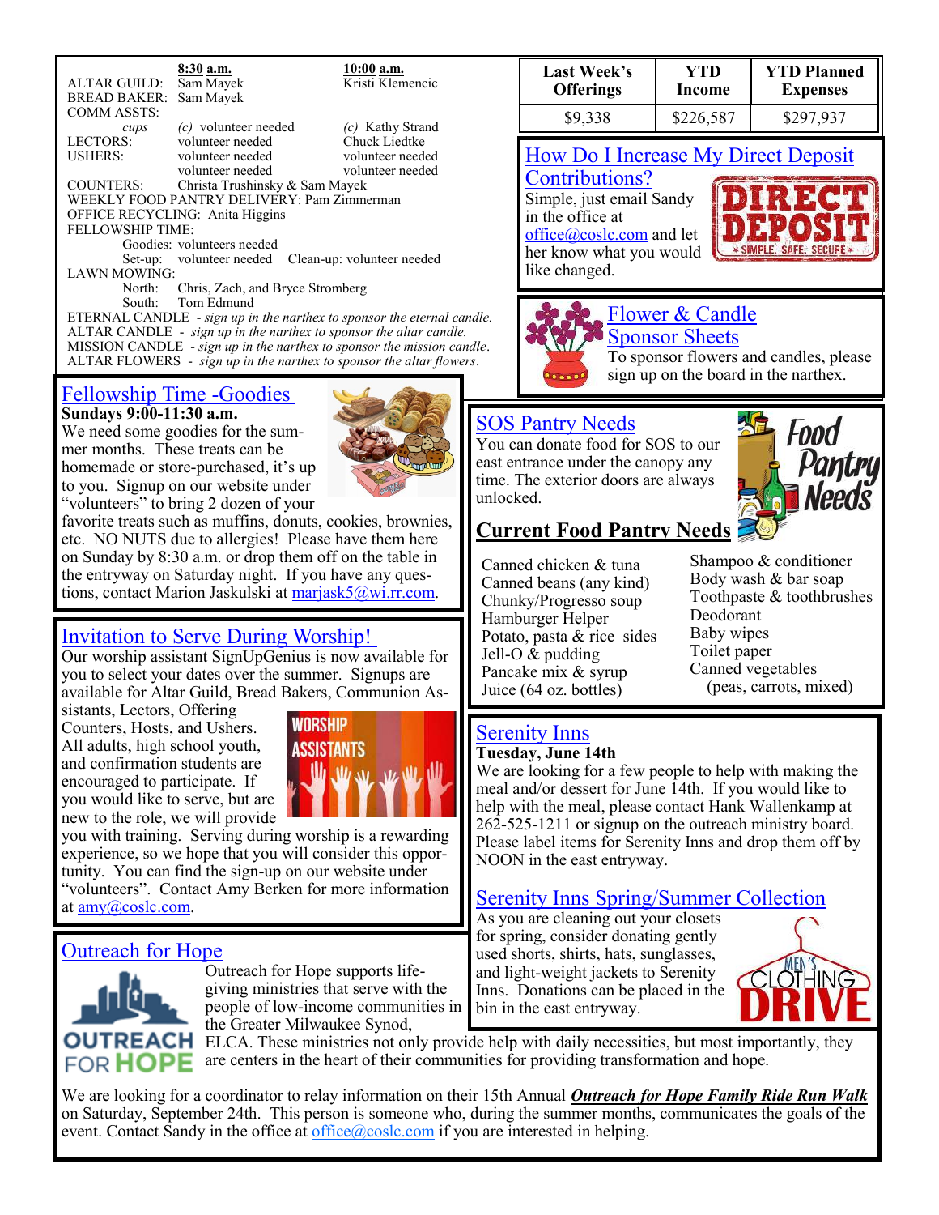| | 8:30 a.m. | 10:00 a.m. |
|---|---|---|
| ALTAR GUILD: | Sam Mayek | Kristi Klemencic |
| BREAD BAKER: | Sam Mayek | |
| COMM ASSTS: | | |
| *cups* | (c) volunteer needed | (c) Kathy Strand |
| LECTORS: | volunteer needed | Chuck Liedtke |
| USHERS: | volunteer needed | volunteer needed |
| | volunteer needed | volunteer needed |

COUNTERS: Christa Trushinsky & Sam Mayek
WEEKLY FOOD PANTRY DELIVERY: Pam Zimmerman
OFFICE RECYCLING: Anita Higgins
FELLOWSHIP TIME:
Goodies: volunteers needed
Set-up: volunteer needed Clean-up: volunteer needed
LAWN MOWING:
North: Chris, Zach, and Bryce Stromberg
South: Tom Edmund
ETERNAL CANDLE - *sign up in the narthex to sponsor the eternal candle.*
ALTAR CANDLE - *sign up in the narthex to sponsor the altar candle.*
MISSION CANDLE - *sign up in the narthex to sponsor the mission candle*.
ALTAR FLOWERS - *sign up in the narthex to sponsor the altar flowers*.

| Last Week's Offerings | YTD Income | YTD Planned Expenses |
|---|---|---|
| $9,338 | $226,587 | $297,937 |

## How Do I Increase My Direct Deposit Contributions?

Simple, just email Sandy in the office at office@coslc.com and let her know what you would like changed.

## Flower & Candle Sponsor Sheets

To sponsor flowers and candles, please sign up on the board in the narthex.

## Fellowship Time -Goodies

**Sundays 9:00-11:30 a.m.**

We need some goodies for the summer months. These treats can be homemade or store-purchased, it's up to you. Signup on our website under "volunteers" to bring 2 dozen of your favorite treats such as muffins, donuts, cookies, brownies, etc. NO NUTS due to allergies! Please have them here on Sunday by 8:30 a.m. or drop them off on the table in the entryway on Saturday night. If you have any questions, contact Marion Jaskulski at marjask5@wi.rr.com.

## SOS Pantry Needs

You can donate food for SOS to our east entrance under the canopy any time. The exterior doors are always unlocked.

### Current Food Pantry Needs

- Canned chicken & tuna
- Canned beans (any kind)
- Chunky/Progresso soup
- Hamburger Helper
- Potato, pasta & rice sides
- Jell-O & pudding
- Pancake mix & syrup
- Juice (64 oz. bottles)
- Shampoo & conditioner
- Body wash & bar soap
- Toothpaste & toothbrushes
- Deodorant
- Baby wipes
- Toilet paper
- Canned vegetables (peas, carrots, mixed)

## Invitation to Serve During Worship!

Our worship assistant SignUpGenius is now available for you to select your dates over the summer. Signups are available for Altar Guild, Bread Bakers, Communion Assistants, Lectors, Offering Counters, Hosts, and Ushers. All adults, high school youth, and confirmation students are encouraged to participate. If you would like to serve, but are new to the role, we will provide you with training. Serving during worship is a rewarding experience, so we hope that you will consider this opportunity. You can find the sign-up on our website under "volunteers". Contact Amy Berken for more information at amy@coslc.com.

## Serenity Inns

**Tuesday, June 14th**

We are looking for a few people to help with making the meal and/or dessert for June 14th. If you would like to help with the meal, please contact Hank Wallenkamp at 262-525-1211 or signup on the outreach ministry board. Please label items for Serenity Inns and drop them off by NOON in the east entryway.

## Serenity Inns Spring/Summer Collection

As you are cleaning out your closets for spring, consider donating gently used shorts, shirts, hats, sunglasses, and light-weight jackets to Serenity Inns. Donations can be placed in the bin in the east entryway.

## Outreach for Hope

Outreach for Hope supports life-giving ministries that serve with the people of low-income communities in the Greater Milwaukee Synod, ELCA. These ministries not only provide help with daily necessities, but most importantly, they are centers in the heart of their communities for providing transformation and hope.

We are looking for a coordinator to relay information on their 15th Annual ***Outreach for Hope Family Ride Run Walk*** on Saturday, September 24th. This person is someone who, during the summer months, communicates the goals of the event. Contact Sandy in the office at office@coslc.com if you are interested in helping.